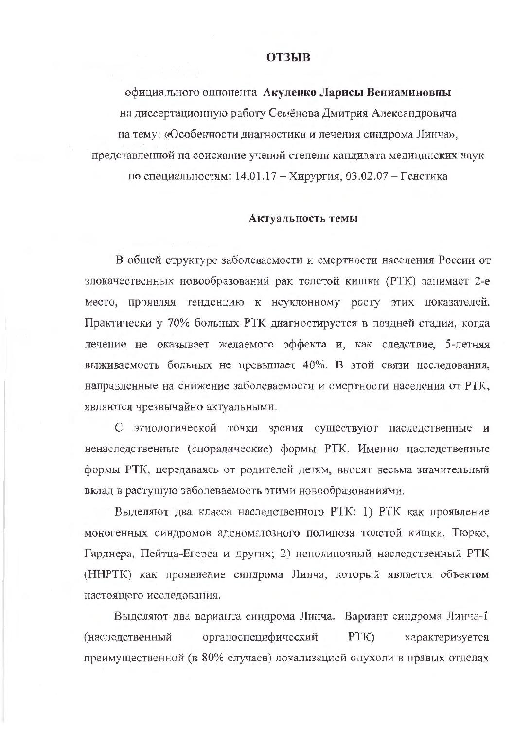# ОТЗЫВ

официального оппонента **Акуленко Ларисы Вениаминовны**
на диссертационную работу Семёнова Дмитрия Александровича
на тему: «Особенности диагностики и лечения синдрома Линча»,
представленной на соискание ученой степени кандидата медицинских наук
по специальностям: 14.01.17 – Хирургия, 03.02.07 – Генетика

## Актуальность темы

В общей структуре заболеваемости и смертности населения России от злокачественных новообразований рак толстой кишки (РТК) занимает 2-е место, проявляя тенденцию к неуклонному росту этих показателей. Практически у 70% больных РТК диагностируется в поздней стадии, когда лечение не оказывает желаемого эффекта и, как следствие, 5-летняя выживаемость больных не превышает 40%. В этой связи исследования, направленные на снижение заболеваемости и смертности населения от РТК, являются чрезвычайно актуальными.

С этиологической точки зрения существуют наследственные и ненаследственные (спорадические) формы РТК. Именно наследственные формы РТК, передаваясь от родителей детям, вносят весьма значительный вклад в растущую заболеваемость этими новообразованиями.

Выделяют два класса наследственного РТК: 1) РТК как проявление моногенных синдромов аденоматозного полипоза толстой кишки, Тюрко, Гарднера, Пейтца-Егерса и других; 2) неполипозный наследственный РТК (ННРТК) как проявление синдрома Линча, который является объектом настоящего исследования.

Выделяют два варианта синдрома Линча. Вариант синдрома Линча-I (наследственный органоспецифический РТК) характеризуется преимущественной (в 80% случаев) локализацией опухоли в правых отделах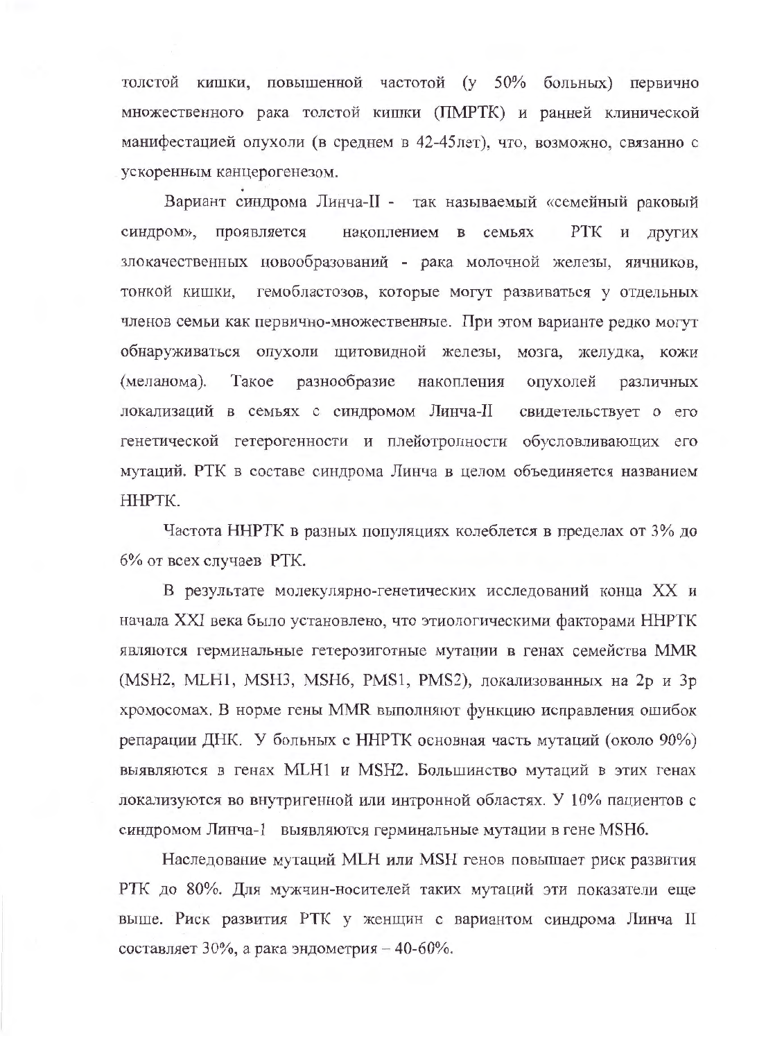толстой кишки, повышенной частотой (у 50% больных) первично множественного рака толстой кишки (ПМРТК) и ранней клинической манифестацией опухоли (в среднем в 42-45лет), что, возможно, связанно с ускоренным канцерогенезом.

Вариант синдрома Линча-II - так называемый «семейный раковый синдром», проявляется накоплением в семьях РТК и других злокачественных новообразований - рака молочной железы, яичников, тонкой кишки, гемобластозов, которые могут развиваться у отдельных членов семьи как первично-множественные. При этом варианте редко могут обнаруживаться опухоли щитовидной железы, мозга, желудка, кожи (меланома). Такое разнообразие накопления опухолей различных локализаций в семьях с синдромом Линча-II свидетельствует о его генетической гетерогенности и плейотропности обусловливающих его мутаций. РТК в составе синдрома Линча в целом объединяется названием ННРТК.

Частота ННРТК в разных популяциях колеблется в пределах от 3% до 6% от всех случаев РТК.

В результате молекулярно-генетических исследований конца XX и начала XXI века было установлено, что этиологическими факторами ННРТК являются герминальные гетерозиготные мутации в генах семейства MMR (MSH2, MLH1, MSH3, MSH6, PMS1, PMS2), локализованных на 2р и 3р хромосомах. В норме гены MMR выполняют функцию исправления ошибок репарации ДНК. У больных с ННРТК основная часть мутаций (около 90%) выявляются в генах MLH1 и MSH2. Большинство мутаций в этих генах локализуются во внутригенной или интронной областях. У 10% пациентов с синдромом Линча-I выявляются герминальные мутации в гене MSH6.

Наследование мутаций MLH или MSH генов повышает риск развития РТК до 80%. Для мужчин-носителей таких мутаций эти показатели еще выше. Риск развития РТК у женщин с вариантом синдрома Линча II составляет 30%, а рака эндометрия – 40-60%.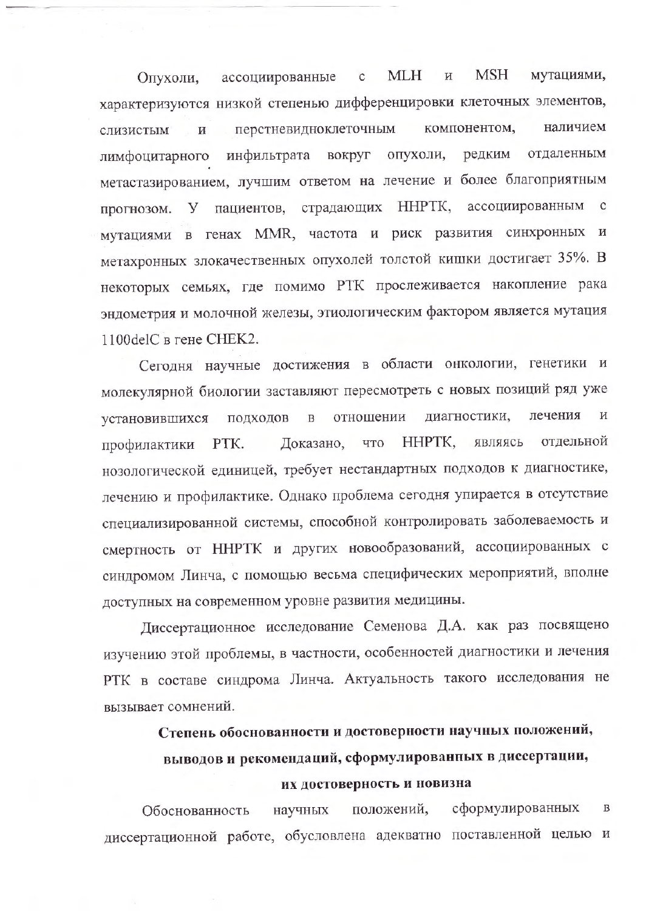Опухоли, ассоциированные с MLH и MSH мутациями, характеризуются низкой степенью дифференцировки клеточных элементов, слизистым и перстневидноклеточным компонентом, наличием лимфоцитарного инфильтрата вокруг опухоли, редким отдаленным метастазированием, лучшим ответом на лечение и более благоприятным прогнозом. У пациентов, страдающих ННРТК, ассоциированным с мутациями в генах MMR, частота и риск развития синхронных и метахронных злокачественных опухолей толстой кишки достигает 35%. В некоторых семьях, где помимо РТК прослеживается накопление рака эндометрия и молочной железы, этиологическим фактором является мутация 1100delC в гене CHEK2.

Сегодня научные достижения в области онкологии, генетики и молекулярной биологии заставляют пересмотреть с новых позиций ряд уже установившихся подходов в отношении диагностики, лечения и профилактики РТК. Доказано, что ННРТК, являясь отдельной нозологической единицей, требует нестандартных подходов к диагностике, лечению и профилактике. Однако проблема сегодня упирается в отсутствие специализированной системы, способной контролировать заболеваемость и смертность от ННРТК и других новообразований, ассоциированных с синдромом Линча, с помощью весьма специфических мероприятий, вполне доступных на современном уровне развития медицины.

Диссертационное исследование Семенова Д.А. как раз посвящено изучению этой проблемы, в частности, особенностей диагностики и лечения РТК в составе синдрома Линча. Актуальность такого исследования не вызывает сомнений.

## Степень обоснованности и достоверности научных положений, выводов и рекомендаций, сформулированных в диссертации, их достоверность и новизна

Обоснованность научных положений, сформулированных в диссертационной работе, обусловлена адекватно поставленной целью и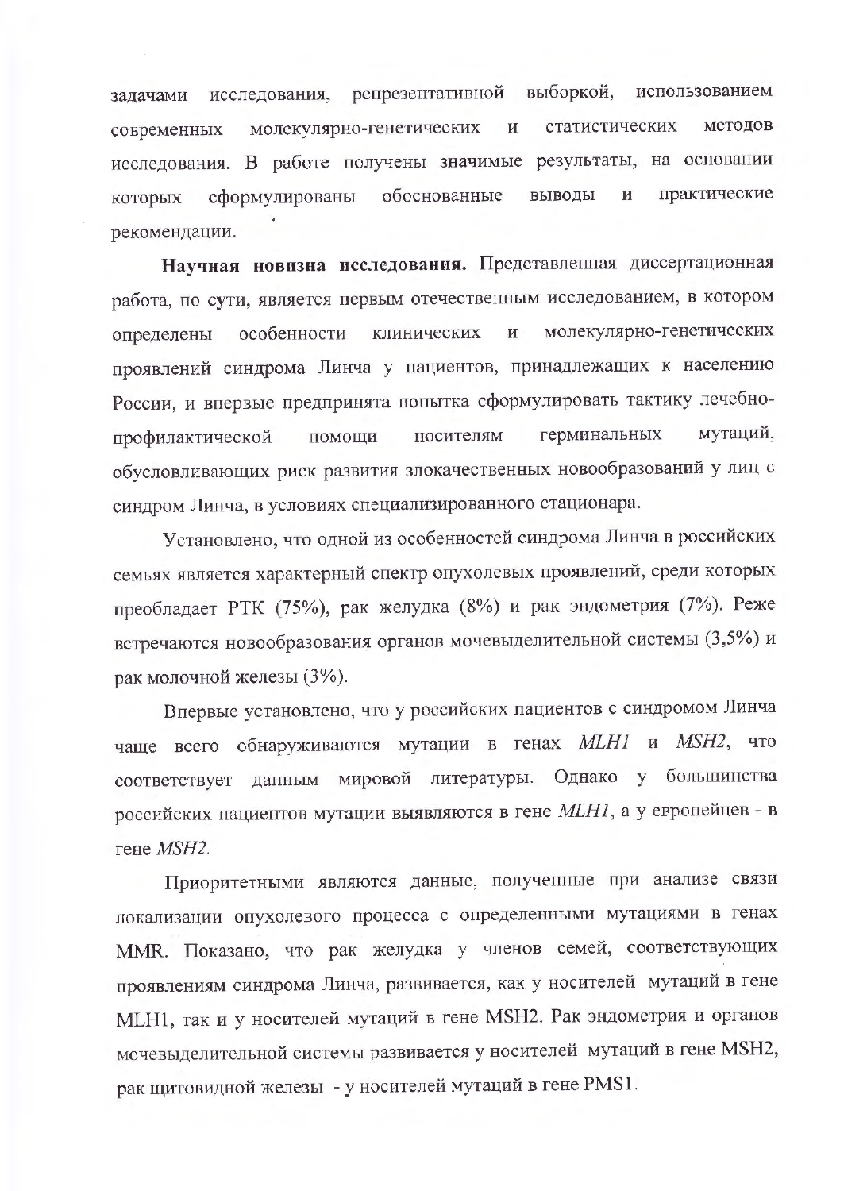задачами исследования, репрезентативной выборкой, использованием современных молекулярно-генетических и статистических методов исследования. В работе получены значимые результаты, на основании которых сформулированы обоснованные выводы и практические рекомендации.

**Научная новизна исследования.** Представленная диссертационная работа, по сути, является первым отечественным исследованием, в котором определены особенности клинических и молекулярно-генетических проявлений синдрома Линча у пациентов, принадлежащих к населению России, и впервые предпринята попытка сформулировать тактику лечебно-профилактической помощи носителям герминальных мутаций, обусловливающих риск развития злокачественных новообразований у лиц с синдром Линча, в условиях специализированного стационара.

Установлено, что одной из особенностей синдрома Линча в российских семьях является характерный спектр опухолевых проявлений, среди которых преобладает РТК (75%), рак желудка (8%) и рак эндометрия (7%). Реже встречаются новообразования органов мочевыделительной системы (3,5%) и рак молочной железы (3%).

Впервые установлено, что у российских пациентов с синдромом Линча чаще всего обнаруживаются мутации в генах *MLH1* и *MSH2*, что соответствует данным мировой литературы. Однако у большинства российских пациентов мутации выявляются в гене *MLH1*, а у европейцев - в гене *MSH2*.

Приоритетными являются данные, полученные при анализе связи локализации опухолевого процесса с определенными мутациями в генах MMR. Показано, что рак желудка у членов семей, соответствующих проявлениям синдрома Линча, развивается, как у носителей мутаций в гене MLH1, так и у носителей мутаций в гене MSH2. Рак эндометрия и органов мочевыделительной системы развивается у носителей мутаций в гене MSH2, рак щитовидной железы - у носителей мутаций в гене PMS1.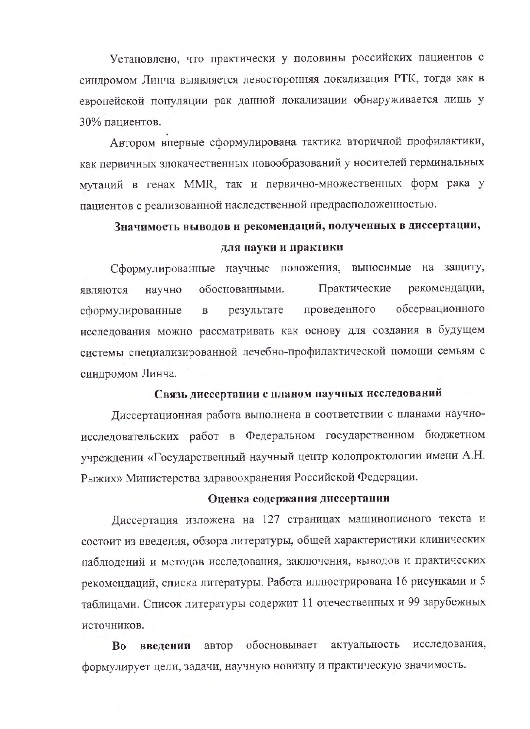Установлено, что практически у половины российских пациентов с синдромом Линча выявляется левосторонняя локализация РТК, тогда как в европейской популяции рак данной локализации обнаруживается лишь у 30% пациентов.

Автором впервые сформулирована тактика вторичной профилактики, как первичных злокачественных новообразований у носителей герминальных мутаций в генах MMR, так и первично-множественных форм рака у пациентов с реализованной наследственной предрасположенностью.

**Значимость выводов и рекомендаций, полученных в диссертации, для науки и практики**

Сформулированные научные положения, выносимые на защиту, являются научно обоснованными. Практические рекомендации, сформулированные в результате проведенного обсервационного исследования можно рассматривать как основу для создания в будущем системы специализированной лечебно-профилактической помощи семьям с синдромом Линча.

**Связь диссертации с планом научных исследований**

Диссертационная работа выполнена в соответствии с планами научно-исследовательских работ в Федеральном государственном бюджетном учреждении «Государственный научный центр колопроктологии имени А.Н. Рыжих» Министерства здравоохранения Российской Федерации.

**Оценка содержания диссертации**

Диссертация изложена на 127 страницах машинописного текста и состоит из введения, обзора литературы, общей характеристики клинических наблюдений и методов исследования, заключения, выводов и практических рекомендаций, списка литературы. Работа иллюстрирована 16 рисунками и 5 таблицами. Список литературы содержит 11 отечественных и 99 зарубежных источников.

**Во введении** автор обосновывает актуальность исследования, формулирует цели, задачи, научную новизну и практическую значимость.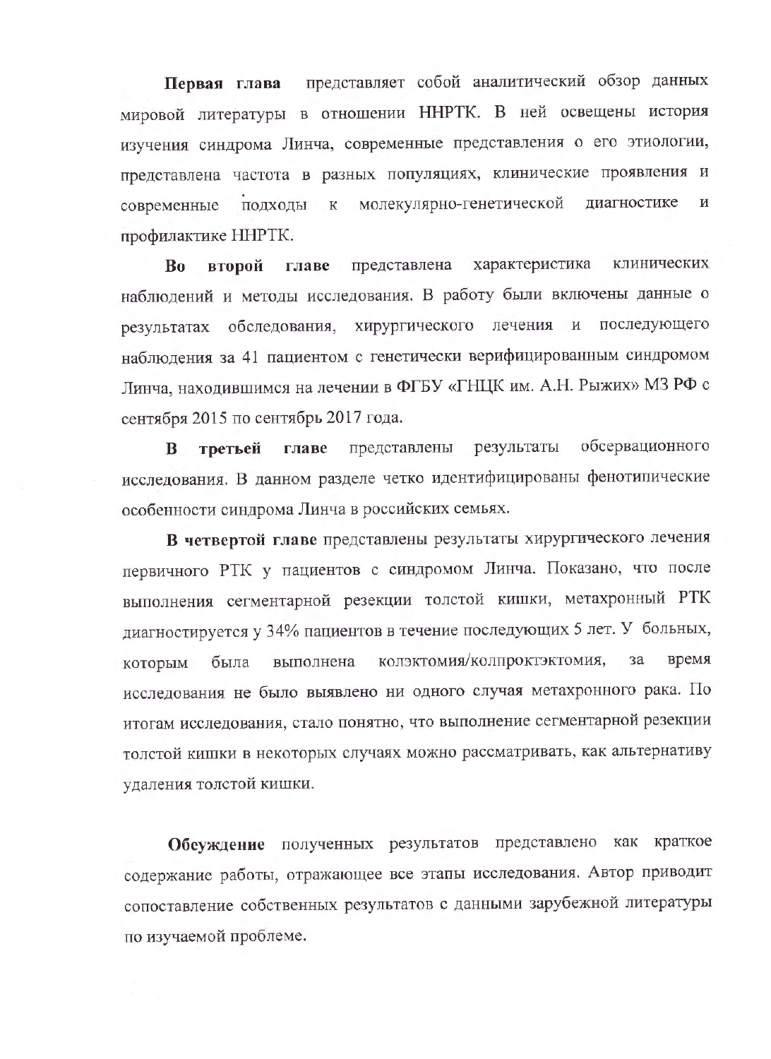**Первая глава** представляет собой аналитический обзор данных мировой литературы в отношении ННРТК. В ней освещены история изучения синдрома Линча, современные представления о его этиологии, представлена частота в разных популяциях, клинические проявления и современные подходы к молекулярно-генетической диагностике и профилактике ННРТК.

**Во второй главе** представлена характеристика клинических наблюдений и методы исследования. В работу были включены данные о результатах обследования, хирургического лечения и последующего наблюдения за 41 пациентом с генетически верифицированным синдромом Линча, находившимся на лечении в ФГБУ «ГНЦК им. А.Н. Рыжих» МЗ РФ с сентября 2015 по сентябрь 2017 года.

**В третьей главе** представлены результаты обсервационного исследования. В данном разделе четко идентифицированы фенотипические особенности синдрома Линча в российских семьях.

**В четвертой главе** представлены результаты хирургического лечения первичного РТК у пациентов с синдромом Линча. Показано, что после выполнения сегментарной резекции толстой кишки, метахронный РТК диагностируется у 34% пациентов в течение последующих 5 лет. У больных, которым была выполнена колэктомия/колпроктэктомия, за время исследования не было выявлено ни одного случая метахронного рака. По итогам исследования, стало понятно, что выполнение сегментарной резекции толстой кишки в некоторых случаях можно рассматривать, как альтернативу удаления толстой кишки.

**Обсуждение** полученных результатов представлено как краткое содержание работы, отражающее все этапы исследования. Автор приводит сопоставление собственных результатов с данными зарубежной литературы по изучаемой проблеме.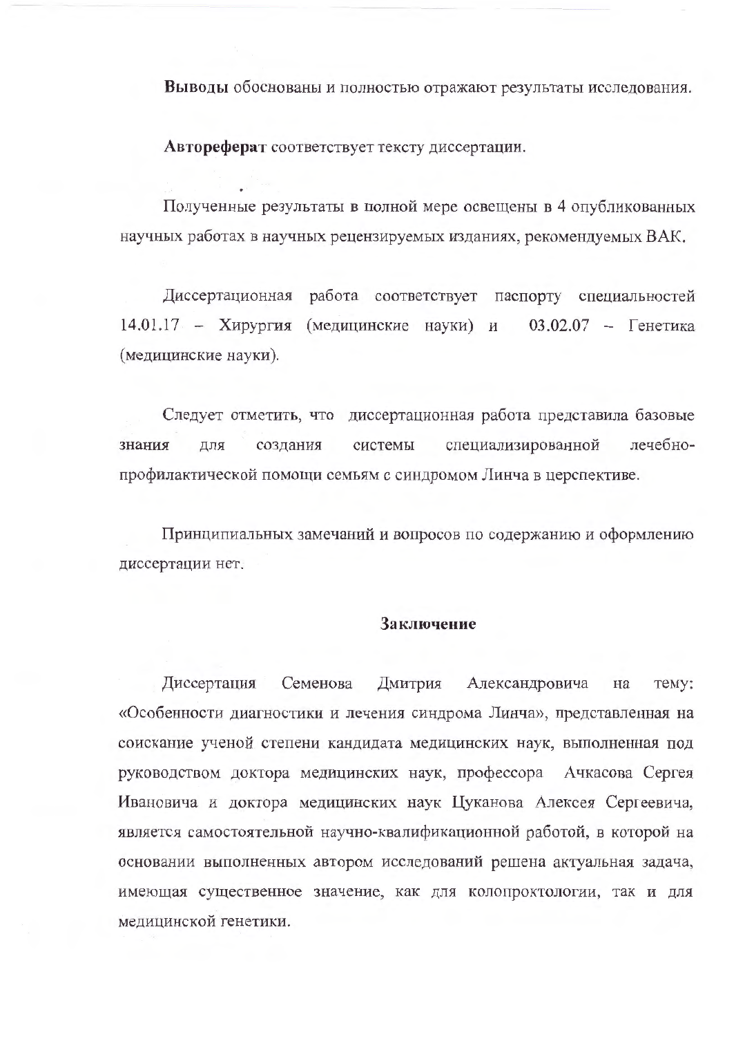**Выводы** обоснованы и полностью отражают результаты исследования.

**Автореферат** соответствует тексту диссертации.

Полученные результаты в полной мере освещены в 4 опубликованных научных работах в научных рецензируемых изданиях, рекомендуемых ВАК.

Диссертационная работа соответствует паспорту специальностей 14.01.17 – Хирургия (медицинские науки) и 03.02.07 – Генетика (медицинские науки).

Следует отметить, что диссертационная работа представила базовые знания для создания системы специализированной лечебно-профилактической помощи семьям с синдромом Линча в церспективе.

Принципиальных замечаний и вопросов по содержанию и оформлению диссертации нет.

**Заключение**

Диссертация Семенова Дмитрия Александровича на тему: «Особенности диагностики и лечения синдрома Линча», представленная на соискание ученой степени кандидата медицинских наук, выполненная под руководством доктора медицинских наук, профессора Ачкасова Сергея Ивановича и доктора медицинских наук Цуканова Алексея Сергеевича, является самостоятельной научно-квалификационной работой, в которой на основании выполненных автором исследований решена актуальная задача, имеющая существенное значение, как для колопроктологии, так и для медицинской генетики.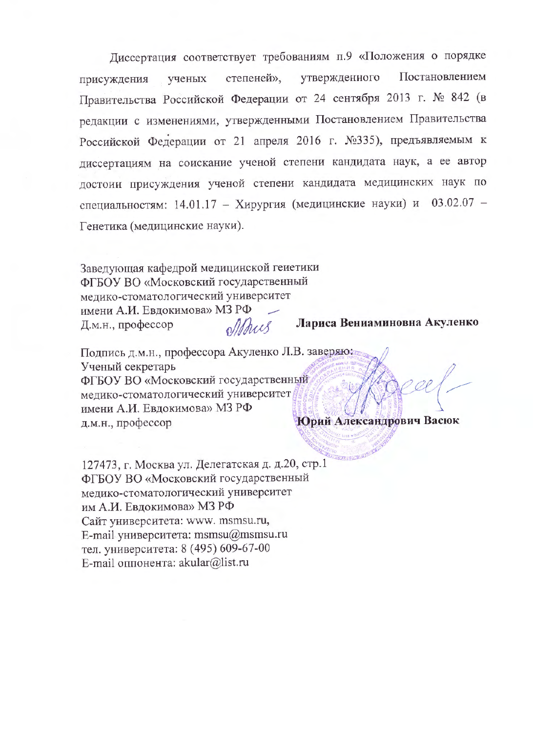Диссертация соответствует требованиям п.9 «Положения о порядке присуждения ученых степеней», утвержденного Постановлением Правительства Российской Федерации от 24 сентября 2013 г. № 842 (в редакции с изменениями, утвержденными Постановлением Правительства Российской Федерации от 21 апреля 2016 г. №335), предъявляемым к диссертациям на соискание ученой степени кандидата наук, а ее автор достоин присуждения ученой степени кандидата медицинских наук по специальностям: 14.01.17 – Хирургия (медицинские науки) и 03.02.07 – Генетика (медицинские науки).

Заведующая кафедрой медицинской генетики
ФГБОУ ВО «Московский государственный
медико-стоматологический университет
имени А.И. Евдокимова» МЗ РФ
Д.м.н., профессор **Лариса Вениаминовна Акуленко**

Подпись д.м.н., профессора Акуленко Л.В. заверяю:
Ученый секретарь
ФГБОУ ВО «Московский государственный
медико-стоматологический университет
имени А.И. Евдокимова» МЗ РФ
д.м.н., профессор **Юрий Александрович Васюк**

127473, г. Москва ул. Делегатская д. д.20, стр.1
ФГБОУ ВО «Московский государственный
медико-стоматологический университет
им А.И. Евдокимова» МЗ РФ
Сайт университета: www. msmsu.ru,
E-mail университета: msmsu@msmsu.ru
тел. университета: 8 (495) 609-67-00
E-mail оппонента: akular@list.ru